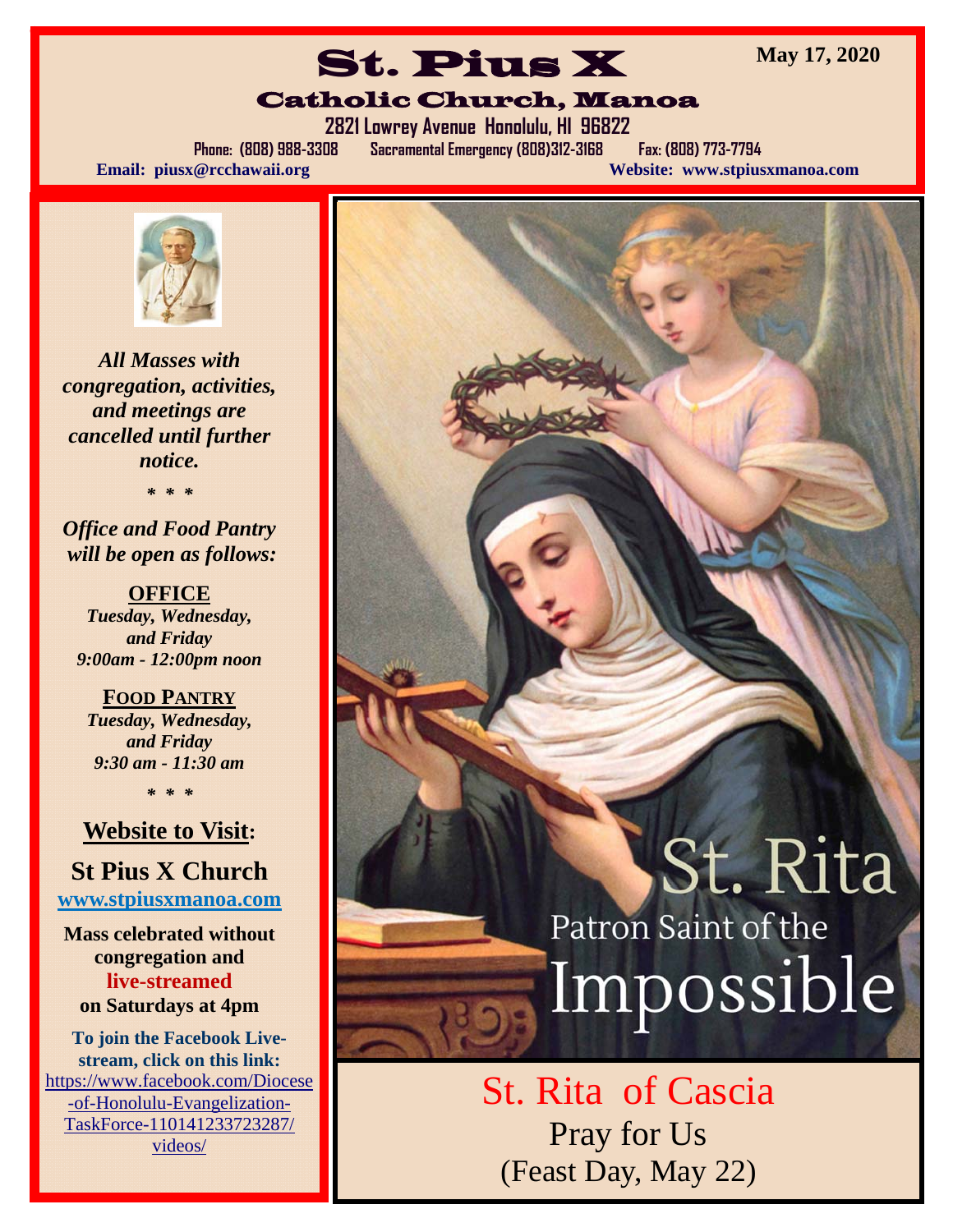# St. Pius X

May 17, 2020

## Catholic Church, Manoa

2821 Lowrey Avenue Honolulu, HI 96822

Phone: (808) 988-3308 Sacramental Emergency (808)312-3168 Fax: (808) 773-7794

Email: piusx@rcchawaii.org Website: www.stpiusxmanoa.com

*All Masses with congregation, activities, and meetings are cancelled until further notice.*

\* \* \*

*Office and Food Pantry will be open as follows:*

**OFFICE**
*Tuesday, Wednesday, and Friday*
*9:00am - 12:00pm noon*

**FOOD PANTRY**
*Tuesday, Wednesday, and Friday*
*9:30 am - 11:30 am*

\* \* \*

**Website to Visit:**

**St Pius X Church**
**www.stpiusxmanoa.com**

**Mass celebrated without congregation and live-streamed on Saturdays at 4pm**

**To join the Facebook Live-stream, click on this link:**
https://www.facebook.com/Diocese-of-Honolulu-Evangelization-TaskForce-110141233723287/videos/

St. Rita
Patron Saint of the
Impossible

St. Rita of Cascia
Pray for Us
(Feast Day, May 22)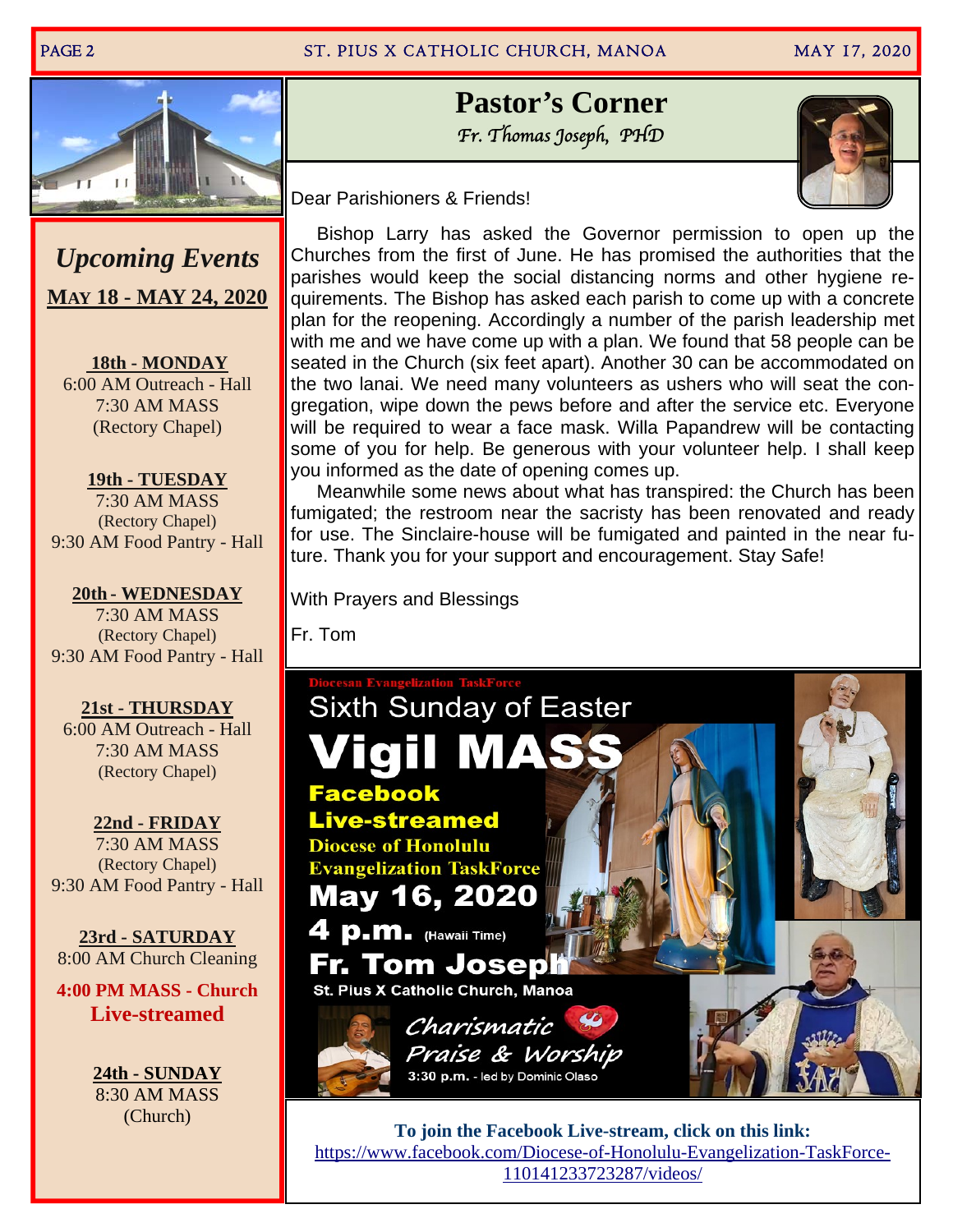## Upcoming Events

**MAY 18 - MAY 24, 2020**

**18th - MONDAY**
6:00 AM Outreach - Hall
7:30 AM MASS
(Rectory Chapel)

**19th - TUESDAY**
7:30 AM MASS
(Rectory Chapel)
9:30 AM Food Pantry - Hall

**20th - WEDNESDAY**
7:30 AM MASS
(Rectory Chapel)
9:30 AM Food Pantry - Hall

**21st - THURSDAY**
6:00 AM Outreach - Hall
7:30 AM MASS
(Rectory Chapel)

**22nd - FRIDAY**
7:30 AM MASS
(Rectory Chapel)
9:30 AM Food Pantry - Hall

**23rd - SATURDAY**
8:00 AM Church Cleaning

**4:00 PM MASS - Church Live-streamed**

**24th - SUNDAY**
8:30 AM MASS
(Church)

# Pastor's Corner

*Fr. Thomas Joseph, PHD*

Dear Parishioners & Friends!

Bishop Larry has asked the Governor permission to open up the Churches from the first of June. He has promised the authorities that the parishes would keep the social distancing norms and other hygiene requirements. The Bishop has asked each parish to come up with a concrete plan for the reopening. Accordingly a number of the parish leadership met with me and we have come up with a plan. We found that 58 people can be seated in the Church (six feet apart). Another 30 can be accommodated on the two lanai. We need many volunteers as ushers who will seat the congregation, wipe down the pews before and after the service etc. Everyone will be required to wear a face mask. Willa Papandrew will be contacting some of you for help. Be generous with your volunteer help. I shall keep you informed as the date of opening comes up.

Meanwhile some news about what has transpired: the Church has been fumigated; the restroom near the sacristy has been renovated and ready for use. The Sinclaire-house will be fumigated and painted in the near future. Thank you for your support and encouragement. Stay Safe!

With Prayers and Blessings

Fr. Tom

Diocesan Evangelization TaskForce

Sixth Sunday of Easter

**Vigil MASS**

**Facebook Live-streamed**

**Diocese of Honolulu Evangelization TaskForce**

**May 16, 2020**

**4 p.m.** (Hawaii Time)

**Fr. Tom Joseph**

St. Pius X Catholic Church, Manoa

*Charismatic Praise & Worship*

3:30 p.m. - led by Dominic Olaso

**To join the Facebook Live-stream, click on this link:**
https://www.facebook.com/Diocese-of-Honolulu-Evangelization-TaskForce-110141233723287/videos/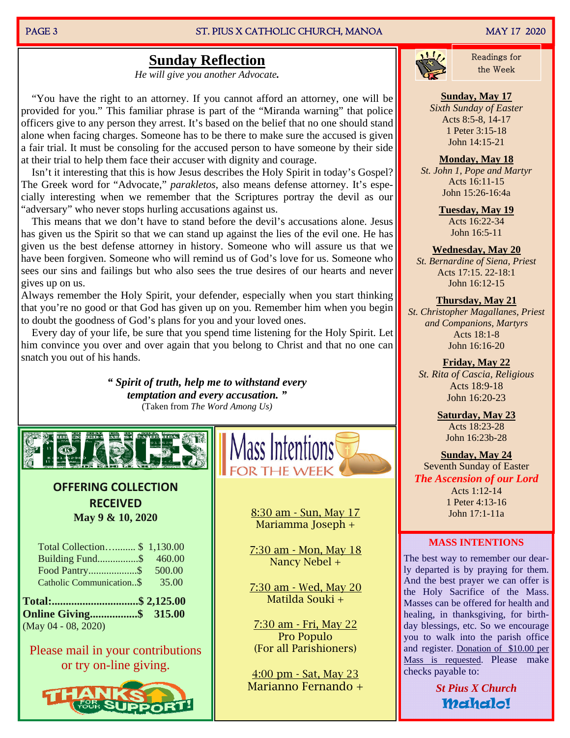## Sunday Reflection

*He will give you another Advocate.*

"You have the right to an attorney. If you cannot afford an attorney, one will be provided for you." This familiar phrase is part of the "Miranda warning" that police officers give to any person they arrest. It's based on the belief that no one should stand alone when facing charges. Someone has to be there to make sure the accused is given a fair trial. It must be consoling for the accused person to have someone by their side at their trial to help them face their accuser with dignity and courage.

Isn't it interesting that this is how Jesus describes the Holy Spirit in today's Gospel? The Greek word for "Advocate," *parakletos*, also means defense attorney. It's especially interesting when we remember that the Scriptures portray the devil as our "adversary" who never stops hurling accusations against us.

This means that we don't have to stand before the devil's accusations alone. Jesus has given us the Spirit so that we can stand up against the lies of the evil one. He has given us the best defense attorney in history. Someone who will assure us that we have been forgiven. Someone who will remind us of God's love for us. Someone who sees our sins and failings but who also sees the true desires of our hearts and never gives up on us.

Always remember the Holy Spirit, your defender, especially when you start thinking that you're no good or that God has given up on you. Remember him when you begin to doubt the goodness of God's plans for you and your loved ones.

Every day of your life, be sure that you spend time listening for the Holy Spirit. Let him convince you over and over again that you belong to Christ and that no one can snatch you out of his hands.

***" Spirit of truth, help me to withstand every temptation and every accusation. "***

(Taken from *The Word Among Us*)

## FINANCES

**OFFERING COLLECTION RECEIVED**
**May 9 & 10, 2020**

| | |
|---|---|
| Total Collection………. | $ 1,130.00 |
| Building Fund…………… | $ 460.00 |
| Food Pantry……………… | $ 500.00 |
| Catholic Communication.. | $ 35.00 |
| **Total:** | **$ 2,125.00** |
| **Online Giving** | **$ 315.00** |

(May 04 - 08, 2020)

Please mail in your contributions or try on-line giving.

THANKS FOR YOUR SUPPORT!

## Mass Intentions FOR THE WEEK

8:30 am - Sun, May 17
Mariamma Joseph +

7:30 am - Mon, May 18
Nancy Nebel +

7:30 am - Wed, May 20
Matilda Souki +

7:30 am - Fri, May 22
Pro Populo
(For all Parishioners)

4:00 pm - Sat, May 23
Marianno Fernando +

## Readings for the Week

**Sunday, May 17**
*Sixth Sunday of Easter*
Acts 8:5-8, 14-17
1 Peter 3:15-18
John 14:15-21

**Monday, May 18**
*St. John 1, Pope and Martyr*
Acts 16:11-15
John 15:26-16:4a

**Tuesday, May 19**
Acts 16:22-34
John 16:5-11

**Wednesday, May 20**
*St. Bernardine of Siena, Priest*
Acts 17:15. 22-18:1
John 16:12-15

**Thursday, May 21**
*St. Christopher Magallanes, Priest and Companions, Martyrs*
Acts 18:1-8
John 16:16-20

**Friday, May 22**
*St. Rita of Cascia, Religious*
Acts 18:9-18
John 16:20-23

**Saturday, May 23**
Acts 18:23-28
John 16:23b-28

**Sunday, May 24**
Seventh Sunday of Easter
***The Ascension of our Lord***
Acts 1:12-14
1 Peter 4:13-16
John 17:1-11a

## MASS INTENTIONS

The best way to remember our dearly departed is by praying for them. And the best prayer we can offer is the Holy Sacrifice of the Mass. Masses can be offered for health and healing, in thanksgiving, for birthday blessings, etc. So we encourage you to walk into the parish office and register. Donation of $10.00 per Mass is requested. Please make checks payable to:

***St Pius X Church***

**Mahalo!**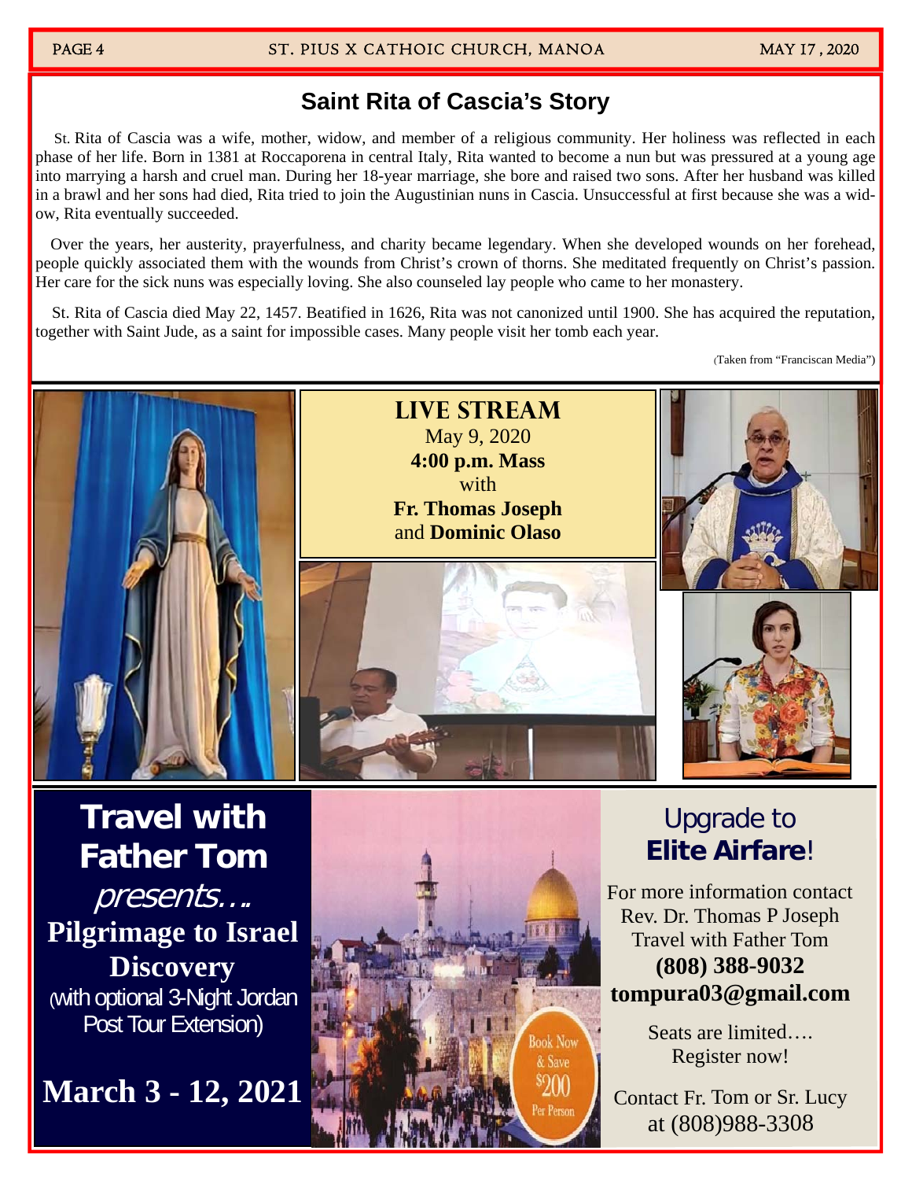## Saint Rita of Cascia's Story

St. Rita of Cascia was a wife, mother, widow, and member of a religious community. Her holiness was reflected in each phase of her life. Born in 1381 at Roccaporena in central Italy, Rita wanted to become a nun but was pressured at a young age into marrying a harsh and cruel man. During her 18-year marriage, she bore and raised two sons. After her husband was killed in a brawl and her sons had died, Rita tried to join the Augustinian nuns in Cascia. Unsuccessful at first because she was a widow, Rita eventually succeeded.

Over the years, her austerity, prayerfulness, and charity became legendary. When she developed wounds on her forehead, people quickly associated them with the wounds from Christ's crown of thorns. She meditated frequently on Christ's passion. Her care for the sick nuns was especially loving. She also counseled lay people who came to her monastery.

St. Rita of Cascia died May 22, 1457. Beatified in 1626, Rita was not canonized until 1900. She has acquired the reputation, together with Saint Jude, as a saint for impossible cases. Many people visit her tomb each year.

(Taken from "Franciscan Media")

**LIVE STREAM**
May 9, 2020
**4:00 p.m. Mass**
with
**Fr. Thomas Joseph**
and **Dominic Olaso**

# Travel with Father Tom

*presents….*

**Pilgrimage to Israel Discovery**
(with optional 3-Night Jordan Post Tour Extension)

**March 3 - 12, 2021**

Book Now & Save $200 Per Person

Upgrade to **Elite Airfare**!

For more information contact
Rev. Dr. Thomas P Joseph
Travel with Father Tom
**(808) 388-9032**
**tompura03@gmail.com**

Seats are limited….
Register now!

Contact Fr. Tom or Sr. Lucy at (808)988-3308